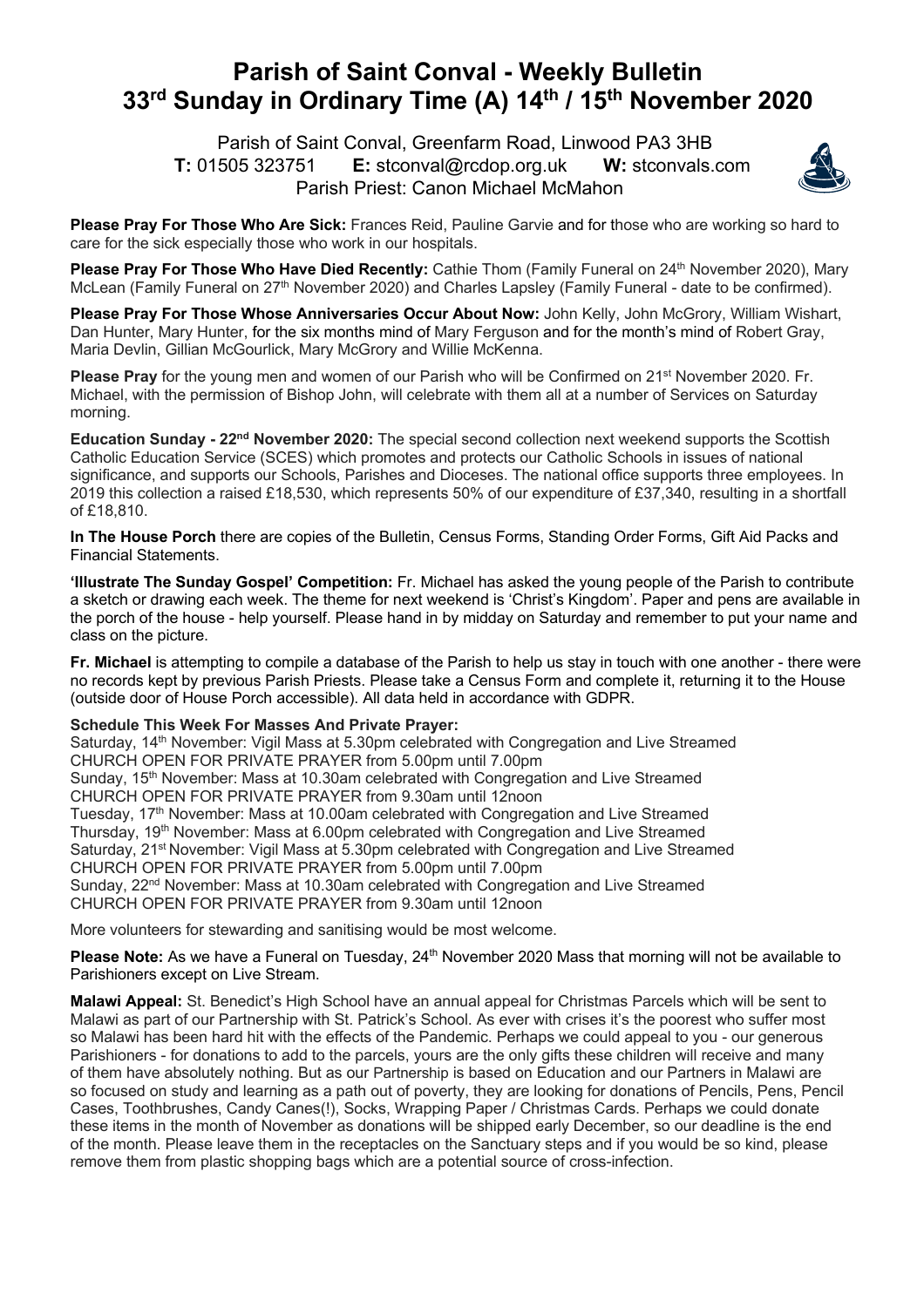# Parish of Saint Conval - Weekly Bulletin
# 33rd Sunday in Ordinary Time (A) 14th / 15th November 2020

Parish of Saint Conval, Greenfarm Road, Linwood PA3 3HB
**T:** 01505 323751 **E:** stconval@rcdop.org.uk **W:** stconvals.com
Parish Priest: Canon Michael McMahon

**Please Pray For Those Who Are Sick:** Frances Reid, Pauline Garvie and for those who are working so hard to care for the sick especially those who work in our hospitals.

**Please Pray For Those Who Have Died Recently:** Cathie Thom (Family Funeral on 24th November 2020), Mary McLean (Family Funeral on 27th November 2020) and Charles Lapsley (Family Funeral - date to be confirmed).

**Please Pray For Those Whose Anniversaries Occur About Now:** John Kelly, John McGrory, William Wishart, Dan Hunter, Mary Hunter, for the six months mind of Mary Ferguson and for the month's mind of Robert Gray, Maria Devlin, Gillian McGourlick, Mary McGrory and Willie McKenna.

**Please Pray** for the young men and women of our Parish who will be Confirmed on 21st November 2020. Fr. Michael, with the permission of Bishop John, will celebrate with them all at a number of Services on Saturday morning.

**Education Sunday - 22nd November 2020:** The special second collection next weekend supports the Scottish Catholic Education Service (SCES) which promotes and protects our Catholic Schools in issues of national significance, and supports our Schools, Parishes and Dioceses. The national office supports three employees. In 2019 this collection a raised £18,530, which represents 50% of our expenditure of £37,340, resulting in a shortfall of £18,810.

**In The House Porch** there are copies of the Bulletin, Census Forms, Standing Order Forms, Gift Aid Packs and Financial Statements.

**'Illustrate The Sunday Gospel' Competition:** Fr. Michael has asked the young people of the Parish to contribute a sketch or drawing each week. The theme for next weekend is 'Christ's Kingdom'. Paper and pens are available in the porch of the house - help yourself. Please hand in by midday on Saturday and remember to put your name and class on the picture.

**Fr. Michael** is attempting to compile a database of the Parish to help us stay in touch with one another - there were no records kept by previous Parish Priests. Please take a Census Form and complete it, returning it to the House (outside door of House Porch accessible). All data held in accordance with GDPR.

**Schedule This Week For Masses And Private Prayer:**
Saturday, 14th November: Vigil Mass at 5.30pm celebrated with Congregation and Live Streamed
CHURCH OPEN FOR PRIVATE PRAYER from 5.00pm until 7.00pm
Sunday, 15th November: Mass at 10.30am celebrated with Congregation and Live Streamed
CHURCH OPEN FOR PRIVATE PRAYER from 9.30am until 12noon
Tuesday, 17th November: Mass at 10.00am celebrated with Congregation and Live Streamed
Thursday, 19th November: Mass at 6.00pm celebrated with Congregation and Live Streamed
Saturday, 21st November: Vigil Mass at 5.30pm celebrated with Congregation and Live Streamed
CHURCH OPEN FOR PRIVATE PRAYER from 5.00pm until 7.00pm
Sunday, 22nd November: Mass at 10.30am celebrated with Congregation and Live Streamed
CHURCH OPEN FOR PRIVATE PRAYER from 9.30am until 12noon

More volunteers for stewarding and sanitising would be most welcome.

**Please Note:** As we have a Funeral on Tuesday, 24th November 2020 Mass that morning will not be available to Parishioners except on Live Stream.

**Malawi Appeal:** St. Benedict's High School have an annual appeal for Christmas Parcels which will be sent to Malawi as part of our Partnership with St. Patrick's School. As ever with crises it's the poorest who suffer most so Malawi has been hard hit with the effects of the Pandemic. Perhaps we could appeal to you - our generous Parishioners - for donations to add to the parcels, yours are the only gifts these children will receive and many of them have absolutely nothing. But as our Partnership is based on Education and our Partners in Malawi are so focused on study and learning as a path out of poverty, they are looking for donations of Pencils, Pens, Pencil Cases, Toothbrushes, Candy Canes(!), Socks, Wrapping Paper / Christmas Cards. Perhaps we could donate these items in the month of November as donations will be shipped early December, so our deadline is the end of the month. Please leave them in the receptacles on the Sanctuary steps and if you would be so kind, please remove them from plastic shopping bags which are a potential source of cross-infection.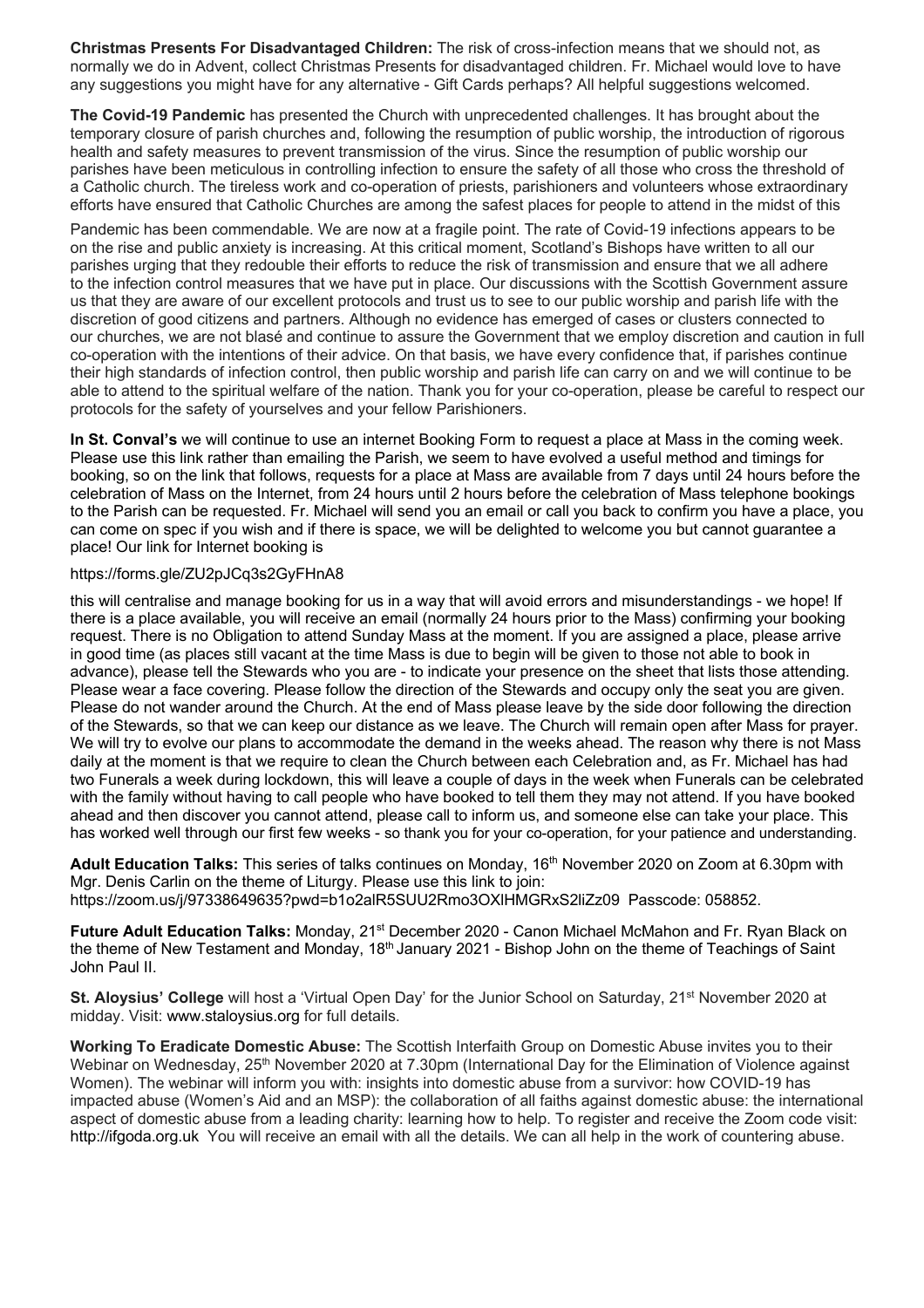**Christmas Presents For Disadvantaged Children:** The risk of cross-infection means that we should not, as normally we do in Advent, collect Christmas Presents for disadvantaged children. Fr. Michael would love to have any suggestions you might have for any alternative - Gift Cards perhaps? All helpful suggestions welcomed.

**The Covid-19 Pandemic** has presented the Church with unprecedented challenges. It has brought about the temporary closure of parish churches and, following the resumption of public worship, the introduction of rigorous health and safety measures to prevent transmission of the virus. Since the resumption of public worship our parishes have been meticulous in controlling infection to ensure the safety of all those who cross the threshold of a Catholic church. The tireless work and co-operation of priests, parishioners and volunteers whose extraordinary efforts have ensured that Catholic Churches are among the safest places for people to attend in the midst of this

Pandemic has been commendable. We are now at a fragile point. The rate of Covid-19 infections appears to be on the rise and public anxiety is increasing. At this critical moment, Scotland's Bishops have written to all our parishes urging that they redouble their efforts to reduce the risk of transmission and ensure that we all adhere to the infection control measures that we have put in place. Our discussions with the Scottish Government assure us that they are aware of our excellent protocols and trust us to see to our public worship and parish life with the discretion of good citizens and partners. Although no evidence has emerged of cases or clusters connected to our churches, we are not blasé and continue to assure the Government that we employ discretion and caution in full co-operation with the intentions of their advice. On that basis, we have every confidence that, if parishes continue their high standards of infection control, then public worship and parish life can carry on and we will continue to be able to attend to the spiritual welfare of the nation. Thank you for your co-operation, please be careful to respect our protocols for the safety of yourselves and your fellow Parishioners.

**In St. Conval's** we will continue to use an internet Booking Form to request a place at Mass in the coming week. Please use this link rather than emailing the Parish, we seem to have evolved a useful method and timings for booking, so on the link that follows, requests for a place at Mass are available from 7 days until 24 hours before the celebration of Mass on the Internet, from 24 hours until 2 hours before the celebration of Mass telephone bookings to the Parish can be requested. Fr. Michael will send you an email or call you back to confirm you have a place, you can come on spec if you wish and if there is space, we will be delighted to welcome you but cannot guarantee a place! Our link for Internet booking is

https://forms.gle/ZU2pJCq3s2GyFHnA8

this will centralise and manage booking for us in a way that will avoid errors and misunderstandings - we hope! If there is a place available, you will receive an email (normally 24 hours prior to the Mass) confirming your booking request. There is no Obligation to attend Sunday Mass at the moment. If you are assigned a place, please arrive in good time (as places still vacant at the time Mass is due to begin will be given to those not able to book in advance), please tell the Stewards who you are - to indicate your presence on the sheet that lists those attending. Please wear a face covering. Please follow the direction of the Stewards and occupy only the seat you are given. Please do not wander around the Church. At the end of Mass please leave by the side door following the direction of the Stewards, so that we can keep our distance as we leave. The Church will remain open after Mass for prayer. We will try to evolve our plans to accommodate the demand in the weeks ahead. The reason why there is not Mass daily at the moment is that we require to clean the Church between each Celebration and, as Fr. Michael has had two Funerals a week during lockdown, this will leave a couple of days in the week when Funerals can be celebrated with the family without having to call people who have booked to tell them they may not attend. If you have booked ahead and then discover you cannot attend, please call to inform us, and someone else can take your place. This has worked well through our first few weeks - so thank you for your co-operation, for your patience and understanding.

**Adult Education Talks:** This series of talks continues on Monday, 16th November 2020 on Zoom at 6.30pm with Mgr. Denis Carlin on the theme of Liturgy. Please use this link to join:
https://zoom.us/j/97338649635?pwd=b1o2alR5SUU2Rmo3OXlHMGRxS2liZz09 Passcode: 058852.

**Future Adult Education Talks:** Monday, 21st December 2020 - Canon Michael McMahon and Fr. Ryan Black on the theme of New Testament and Monday, 18th January 2021 - Bishop John on the theme of Teachings of Saint John Paul II.

**St. Aloysius' College** will host a 'Virtual Open Day' for the Junior School on Saturday, 21st November 2020 at midday. Visit: www.staloysius.org for full details.

**Working To Eradicate Domestic Abuse:** The Scottish Interfaith Group on Domestic Abuse invites you to their Webinar on Wednesday, 25th November 2020 at 7.30pm (International Day for the Elimination of Violence against Women). The webinar will inform you with: insights into domestic abuse from a survivor: how COVID-19 has impacted abuse (Women's Aid and an MSP): the collaboration of all faiths against domestic abuse: the international aspect of domestic abuse from a leading charity: learning how to help. To register and receive the Zoom code visit: http://ifgoda.org.uk You will receive an email with all the details. We can all help in the work of countering abuse.